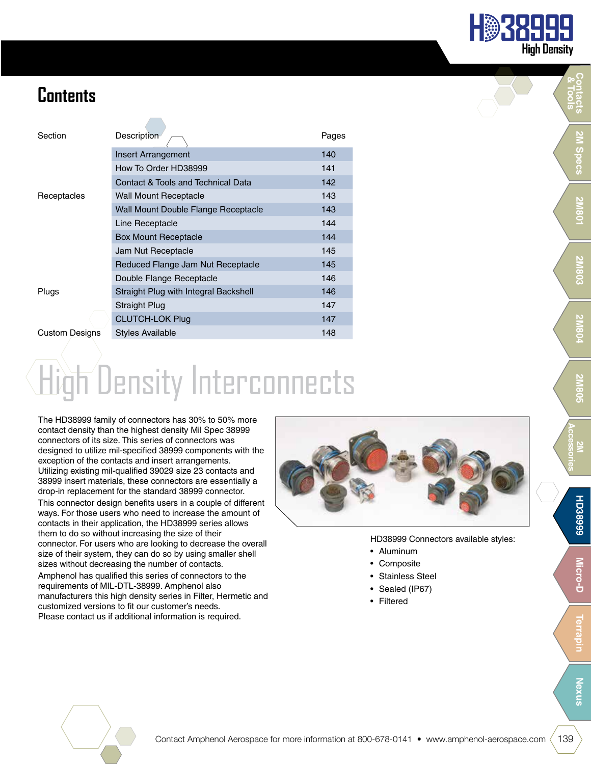# Contents

| Section | Description | Pages |
|---|---|---|
| | Insert Arrangement | 140 |
| | How To Order HD38999 | 141 |
| | Contact & Tools and Technical Data | 142 |
| Receptacles | Wall Mount Receptacle | 143 |
| | Wall Mount Double Flange Receptacle | 143 |
| | Line Receptacle | 144 |
| | Box Mount Receptacle | 144 |
| | Jam Nut Receptacle | 145 |
| | Reduced Flange Jam Nut Receptacle | 145 |
| | Double Flange Receptacle | 146 |
| Plugs | Straight Plug with Integral Backshell | 146 |
| | Straight Plug | 147 |
| | CLUTCH-LOK Plug | 147 |
| Custom Designs | Styles Available | 148 |

# High Density Interconnects

The HD38999 family of connectors has 30% to 50% more contact density than the highest density Mil Spec 38999 connectors of its size. This series of connectors was designed to utilize mil-specified 38999 components with the exception of the contacts and insert arrangements. Utilizing existing mil-qualified 39029 size 23 contacts and 38999 insert materials, these connectors are essentially a drop-in replacement for the standard 38999 connector.

This connector design benefits users in a couple of different ways. For those users who need to increase the amount of contacts in their application, the HD38999 series allows them to do so without increasing the size of their connector. For users who are looking to decrease the overall size of their system, they can do so by using smaller shell sizes without decreasing the number of contacts.

Amphenol has qualified this series of connectors to the requirements of MIL-DTL-38999. Amphenol also manufacturers this high density series in Filter, Hermetic and customized versions to fit our customer's needs.

Please contact us if additional information is required.

HD38999 Connectors available styles:

- Aluminum
- Composite
- Stainless Steel
- Sealed (IP67)
- Filtered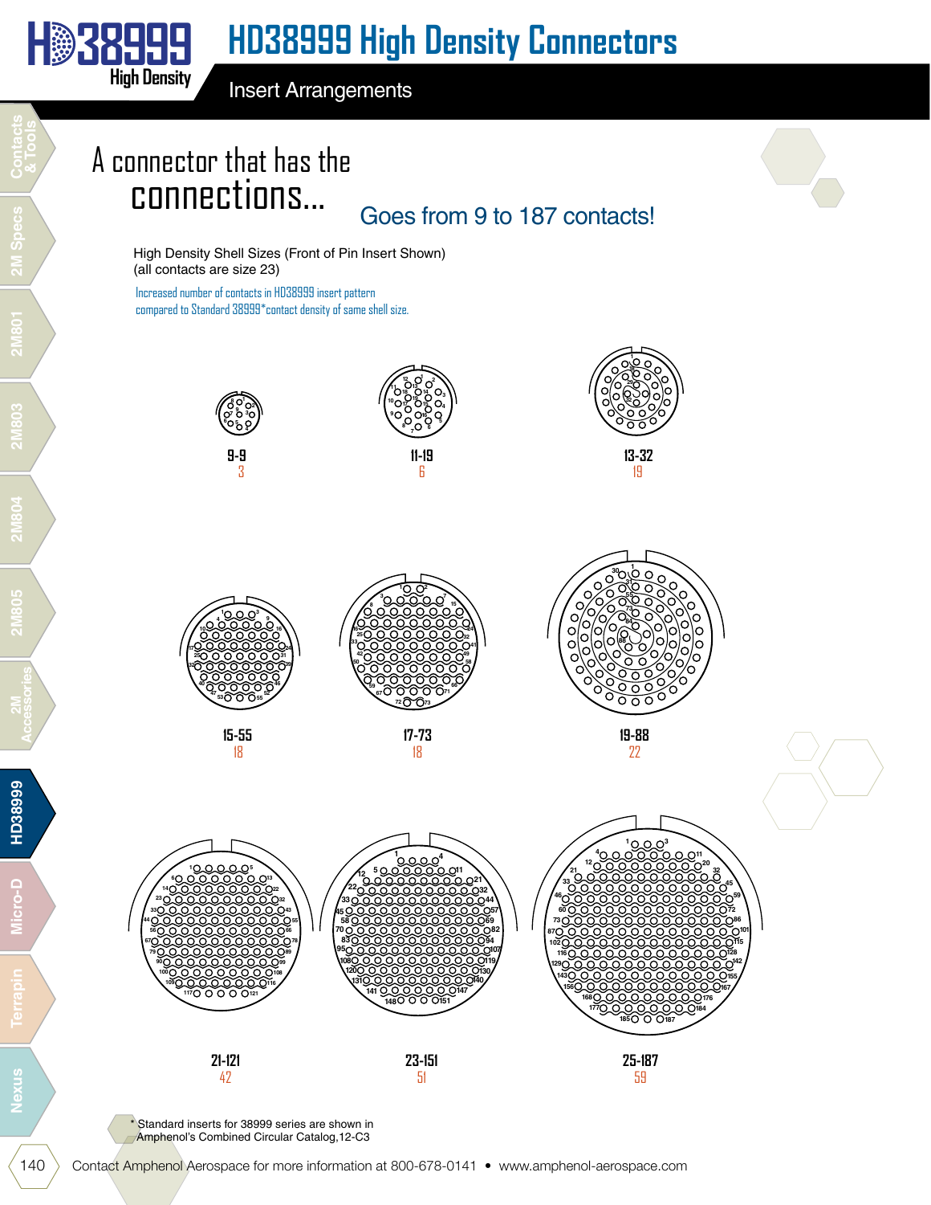# HD38999 High Density Connectors

## Insert Arrangements

A connector that has the connections...

Goes from 9 to 187 contacts!

High Density Shell Sizes (Front of Pin Insert Shown)
(all contacts are size 23)

Increased number of contacts in HD38999 insert pattern compared to Standard 38999*contact density of same shell size.

| Insert Arrangement | Increased Contacts |
|---|---|
| 9-9 | 3 |
| 11-19 | 6 |
| 13-32 | 19 |
| 15-55 | 18 |
| 17-73 | 18 |
| 19-88 | 22 |
| 21-121 | 42 |
| 23-151 | 51 |
| 25-187 | 59 |

* Standard inserts for 38999 series are shown in Amphenol's Combined Circular Catalog,12-C3

Contact Amphenol Aerospace for more information at 800-678-0141 • www.amphenol-aerospace.com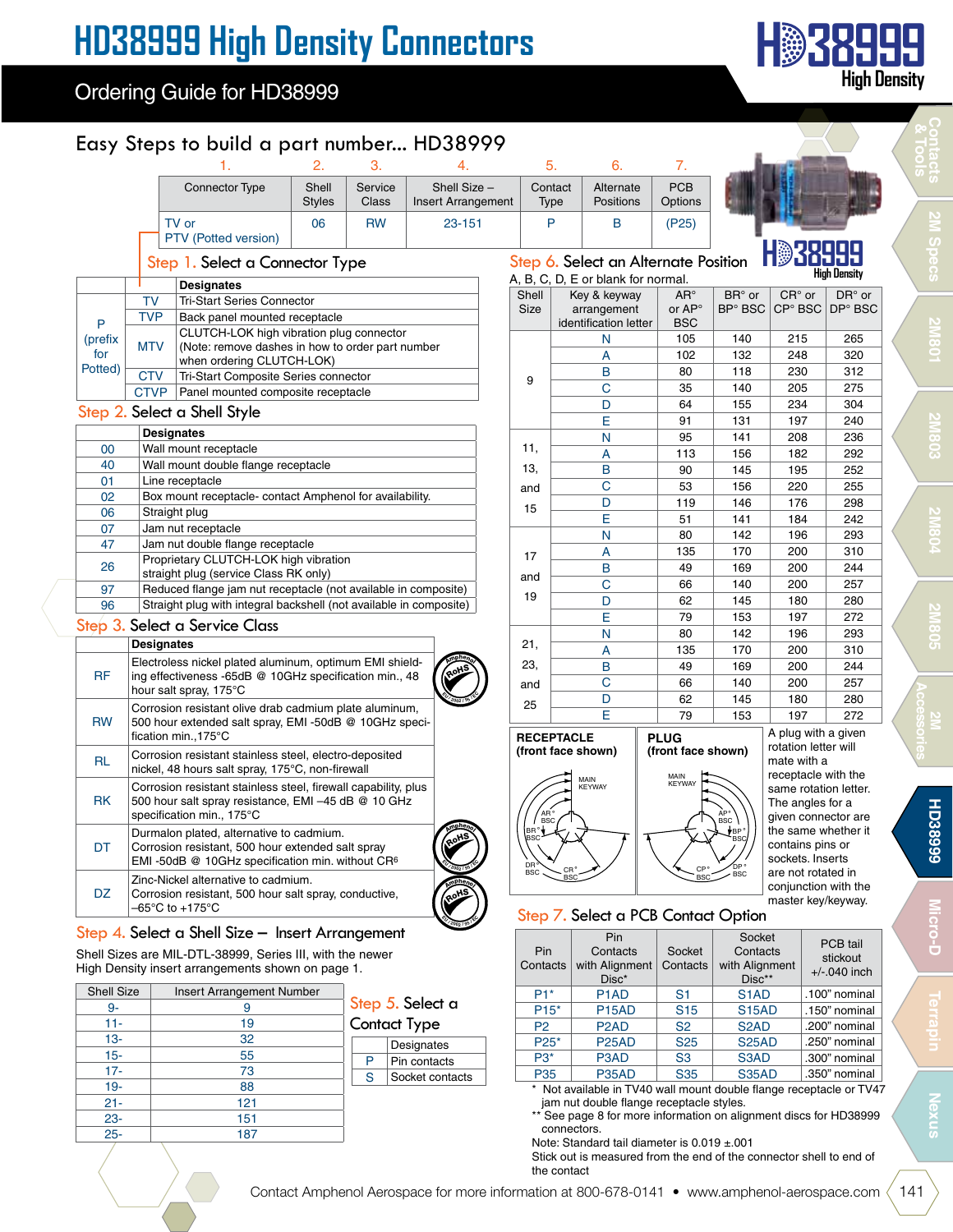# HD38999 High Density Connectors

## Ordering Guide for HD38999

### Easy Steps to build a part number... HD38999

| | 1. | 2. | 3. | 4. | 5. | 6. | 7. |
|---|---|---|---|---|---|---|---|
| | Connector Type | Shell Styles | Service Class | Shell Size – Insert Arrangement | Contact Type | Alternate Positions | PCB Options |
| HD38999 | TV or PTV (Potted version) | 06 | RW | 23-151 | P | B | (P25) |

### Step 1. Select a Connector Type

| | | Designates |
|---|---|---|
| P (prefix for Potted) | TV | Tri-Start Series Connector |
| | TVP | Back panel mounted receptacle |
| | MTV | CLUTCH-LOK high vibration plug connector (Note: remove dashes in how to order part number when ordering CLUTCH-LOK) |
| | CTV | Tri-Start Composite Series connector |
| | CTVP | Panel mounted composite receptacle |

### Step 2. Select a Shell Style

| | Designates |
|---|---|
| 00 | Wall mount receptacle |
| 40 | Wall mount double flange receptacle |
| 01 | Line receptacle |
| 02 | Box mount receptacle- contact Amphenol for availability. |
| 06 | Straight plug |
| 07 | Jam nut receptacle |
| 47 | Jam nut double flange receptacle |
| 26 | Proprietary CLUTCH-LOK high vibration straight plug (service Class RK only) |
| 97 | Reduced flange jam nut receptacle (not available in composite) |
| 96 | Straight plug with integral backshell (not available in composite) |

### Step 3. Select a Service Class

| | Designates |
|---|---|
| RF | Electroless nickel plated aluminum, optimum EMI shielding effectiveness -65dB @ 10GHz specification min., 48 hour salt spray, 175°C (RoHS) |
| RW | Corrosion resistant olive drab cadmium plate aluminum, 500 hour extended salt spray, EMI -50dB @ 10GHz specification min.,175°C |
| RL | Corrosion resistant stainless steel, electro-deposited nickel, 48 hours salt spray, 175°C, non-firewall |
| RK | Corrosion resistant stainless steel, firewall capability, plus 500 hour salt spray resistance, EMI –45 dB @ 10 GHz specification min., 175°C |
| DT | Durmalon plated, alternative to cadmium. Corrosion resistant, 500 hour extended salt spray EMI -50dB @ 10GHz specification min. without CR6 (RoHS) |
| DZ | Zinc-Nickel alternative to cadmium. Corrosion resistant, 500 hour salt spray, conductive, –65°C to +175°C (RoHS) |

### Step 4. Select a Shell Size – Insert Arrangement

Shell Sizes are MIL-DTL-38999, Series III, with the newer High Density insert arrangements shown on page 1.

| Shell Size | Insert Arrangement Number |
|---|---|
| 9- | 9 |
| 11- | 19 |
| 13- | 32 |
| 15- | 55 |
| 17- | 73 |
| 19- | 88 |
| 21- | 121 |
| 23- | 151 |
| 25- | 187 |

### Step 5. Select a Contact Type

| | Designates |
|---|---|
| P | Pin contacts |
| S | Socket contacts |

### Step 6. Select an Alternate Position

A, B, C, D, E or blank for normal.

| Shell Size | Key & keyway arrangement identification letter | AR° or AP° BSC | BR° or BP° BSC | CR° or CP° BSC | DR° or DP° BSC |
|---|---|---|---|---|---|
| 9 | N | 105 | 140 | 215 | 265 |
| | A | 102 | 132 | 248 | 320 |
| | B | 80 | 118 | 230 | 312 |
| | C | 35 | 140 | 205 | 275 |
| | D | 64 | 155 | 234 | 304 |
| | E | 91 | 131 | 197 | 240 |
| 11, 13, and 15 | N | 95 | 141 | 208 | 236 |
| | A | 113 | 156 | 182 | 292 |
| | B | 90 | 145 | 195 | 252 |
| | C | 53 | 156 | 220 | 255 |
| | D | 119 | 146 | 176 | 298 |
| | E | 51 | 141 | 184 | 242 |
| 17 and 19 | N | 80 | 142 | 196 | 293 |
| | A | 135 | 170 | 200 | 310 |
| | B | 49 | 169 | 200 | 244 |
| | C | 66 | 140 | 200 | 257 |
| | D | 62 | 145 | 180 | 280 |
| | E | 79 | 153 | 197 | 272 |
| 21, 23, and 25 | N | 80 | 142 | 196 | 293 |
| | A | 135 | 170 | 200 | 310 |
| | B | 49 | 169 | 200 | 244 |
| | C | 66 | 140 | 200 | 257 |
| | D | 62 | 145 | 180 | 280 |
| | E | 79 | 153 | 197 | 272 |

RECEPTACLE (front face shown) — MAIN KEYWAY; AR° BSC, BR° BSC, CR° BSC, DR° BSC

PLUG (front face shown) — MAIN KEYWAY; AP° BSC, BP° BSC, CP° BSC, DP° BSC

A plug with a given rotation letter will mate with a receptacle with the same rotation letter. The angles for a given connector are the same whether it contains pins or sockets. Inserts are not rotated in conjunction with the master key/keyway.

### Step 7. Select a PCB Contact Option

| Pin Contacts | Pin Contacts with Alignment Disc* | Socket Contacts | Socket Contacts with Alignment Disc** | PCB tail stickout +/-.040 inch |
|---|---|---|---|---|
| P1* | P1AD | S1 | S1AD | .100" nominal |
| P15* | P15AD | S15 | S15AD | .150" nominal |
| P2 | P2AD | S2 | S2AD | .200" nominal |
| P25* | P25AD | S25 | S25AD | .250" nominal |
| P3* | P3AD | S3 | S3AD | .300" nominal |
| P35 | P35AD | S35 | S35AD | .350" nominal |

\* Not available in TV40 wall mount double flange receptacle or TV47 jam nut double flange receptacle styles.

\*\* See page 8 for more information on alignment discs for HD38999 connectors.

Note: Standard tail diameter is 0.019 ±.001

Stick out is measured from the end of the connector shell to end of the contact

Contact Amphenol Aerospace for more information at 800-678-0141 • www.amphenol-aerospace.com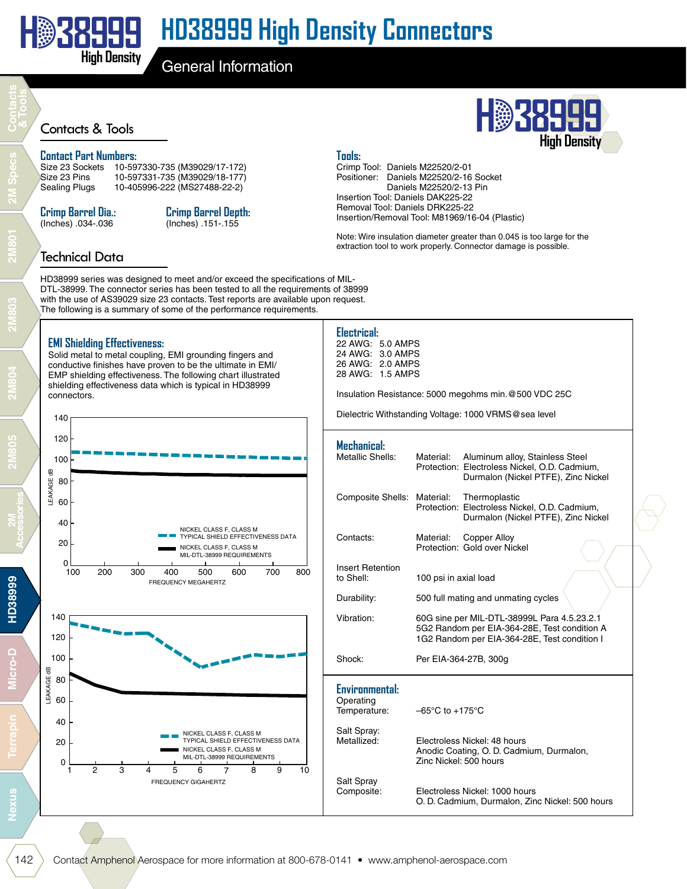# HD38999 High Density Connectors

## General Information

## Contacts & Tools

### Contact Part Numbers:

| | |
|---|---|
| Size 23 Sockets | 10-597330-735 (M39029/17-172) |
| Size 23 Pins | 10-597331-735 (M39029/18-177) |
| Sealing Plugs | 10-405996-222 (MS27488-22-2) |

### Crimp Barrel Dia.:
(Inches) .034-.036

### Crimp Barrel Depth:
(Inches) .151-.155

### Tools:
Crimp Tool: Daniels M22520/2-01
Positioner: Daniels M22520/2-16 Socket
Daniels M22520/2-13 Pin
Insertion Tool: Daniels DAK225-22
Removal Tool: Daniels DRK225-22
Insertion/Removal Tool: M81969/16-04 (Plastic)

Note: Wire insulation diameter greater than 0.045 is too large for the extraction tool to work properly. Connector damage is possible.

## Technical Data

HD38999 series was designed to meet and/or exceed the specifications of MIL-DTL-38999. The connector series has been tested to all the requirements of 38999 with the use of AS39029 size 23 contacts. Test reports are available upon request. The following is a summary of some of the performance requirements.

### EMI Shielding Effectiveness:
Solid metal to metal coupling, EMI grounding fingers and conductive finishes have proven to be the ultimate in EMI/EMP shielding effectiveness. The following chart illustrated shielding effectiveness data which is typical in HD38999 connectors.

LEAKAGE dB (0–140) vs. FREQUENCY MEGAHERTZ (100–800)
- NICKEL CLASS F, CLASS M TYPICAL SHIELD EFFECTIVENESS DATA
- NICKEL CLASS F, CLASS M MIL-DTL-38999 REQUIREMENTS

LEAKAGE dB (0–140) vs. FREQUENCY GIGAHERTZ (1–10)
- NICKEL CLASS F, CLASS M TYPICAL SHIELD EFFECTIVENESS DATA
- NICKEL CLASS F, CLASS M MIL-DTL-38999 REQUIREMENTS

### Electrical:
22 AWG: 5.0 AMPS
24 AWG: 3.0 AMPS
26 AWG: 2.0 AMPS
28 AWG: 1.5 AMPS

Insulation Resistance: 5000 megohms min.@500 VDC 25C

Dielectric Withstanding Voltage: 1000 VRMS@sea level

### Mechanical:

| | |
|---|---|
| Metallic Shells: | Material: Aluminum alloy, Stainless Steel<br>Protection: Electroless Nickel, O.D. Cadmium, Durmalon (Nickel PTFE), Zinc Nickel |
| Composite Shells: | Material: Thermoplastic<br>Protection: Electroless Nickel, O.D. Cadmium, Durmalon (Nickel PTFE), Zinc Nickel |
| Contacts: | Material: Copper Alloy<br>Protection: Gold over Nickel |
| Insert Retention to Shell: | 100 psi in axial load |
| Durability: | 500 full mating and unmating cycles |
| Vibration: | 60G sine per MIL-DTL-38999L Para 4.5.23.2.1<br>5G2 Random per EIA-364-28E, Test condition A<br>1G2 Random per EIA-364-28E, Test condition I |
| Shock: | Per EIA-364-27B, 300g |

### Environmental:

| | |
|---|---|
| Operating Temperature: | –65°C to +175°C |
| Salt Spray: Metallized: | Electroless Nickel: 48 hours<br>Anodic Coating, O. D. Cadmium, Durmalon, Zinc Nickel: 500 hours |
| Salt Spray Composite: | Electroless Nickel: 1000 hours<br>O. D. Cadmium, Durmalon, Zinc Nickel: 500 hours |

Contact Amphenol Aerospace for more information at 800-678-0141 • www.amphenol-aerospace.com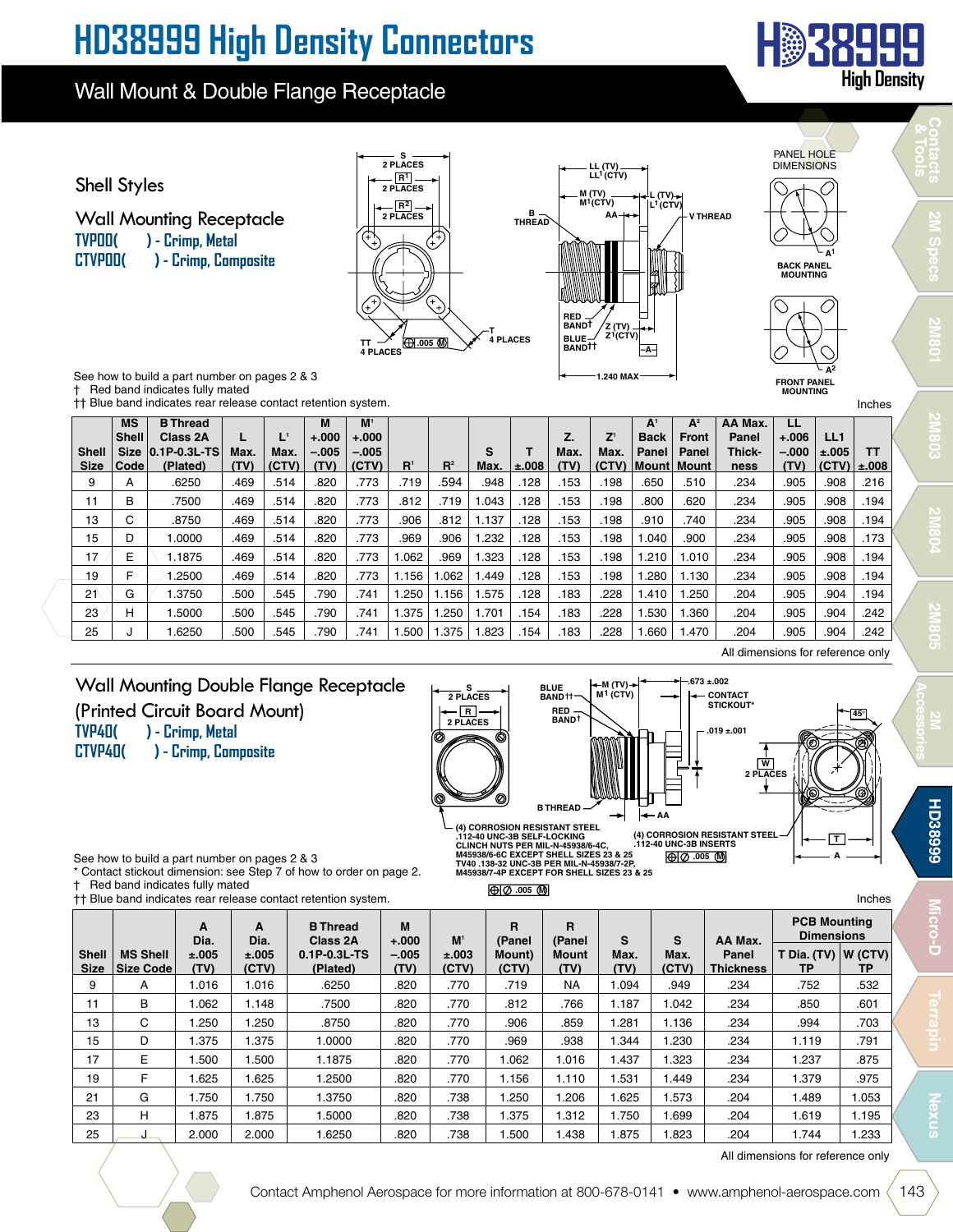# HD38999 High Density Connectors

## Wall Mount & Double Flange Receptacle

### Shell Styles

### Wall Mounting Receptacle

**TVP00(   ) - Crimp, Metal**
**CTVP00(   ) - Crimp, Composite**

See how to build a part number on pages 2 & 3
† Red band indicates fully mated
†† Blue band indicates rear release contact retention system.

Inches

| Shell Size | MS Shell Size Code | B Thread Class 2A 0.1P-0.3L-TS (Plated) | L Max. (TV) | L¹ Max. (CTV) | M +.000 –.005 (TV) | M¹ +.000 –.005 (CTV) | R¹ | R² | S Max. | T ±.008 | Z Max. (TV) | Z¹ Max. (CTV) | A¹ Back Panel Mount | A² Front Panel Mount | AA Max. Panel Thickness | LL +.006 –.000 (TV) | LL1 ±.005 (CTV) | TT ±.008 |
|---|---|---|---|---|---|---|---|---|---|---|---|---|---|---|---|---|---|---|
| 9 | A | .6250 | .469 | .514 | .820 | .773 | .719 | .594 | .948 | .128 | .153 | .198 | .650 | .510 | .234 | .905 | .908 | .216 |
| 11 | B | .7500 | .469 | .514 | .820 | .773 | .812 | .719 | 1.043 | .128 | .153 | .198 | .800 | .620 | .234 | .905 | .908 | .194 |
| 13 | C | .8750 | .469 | .514 | .820 | .773 | .906 | .812 | 1.137 | .128 | .153 | .198 | .910 | .740 | .234 | .905 | .908 | .194 |
| 15 | D | 1.0000 | .469 | .514 | .820 | .773 | .969 | .906 | 1.232 | .128 | .153 | .198 | 1.040 | .900 | .234 | .905 | .908 | .173 |
| 17 | E | 1.1875 | .469 | .514 | .820 | .773 | 1.062 | .969 | 1.323 | .128 | .153 | .198 | 1.210 | 1.010 | .234 | .905 | .908 | .194 |
| 19 | F | 1.2500 | .469 | .514 | .820 | .773 | 1.156 | 1.062 | 1.449 | .128 | .153 | .198 | 1.280 | 1.130 | .234 | .905 | .908 | .194 |
| 21 | G | 1.3750 | .500 | .545 | .790 | .741 | 1.250 | 1.156 | 1.575 | .128 | .183 | .228 | 1.410 | 1.250 | .204 | .905 | .904 | .194 |
| 23 | H | 1.5000 | .500 | .545 | .790 | .741 | 1.375 | 1.250 | 1.701 | .154 | .183 | .228 | 1.530 | 1.360 | .204 | .905 | .904 | .242 |
| 25 | J | 1.6250 | .500 | .545 | .790 | .741 | 1.500 | 1.375 | 1.823 | .154 | .183 | .228 | 1.660 | 1.470 | .204 | .905 | .904 | .242 |

All dimensions for reference only

### Wall Mounting Double Flange Receptacle (Printed Circuit Board Mount)

**TVP40(   ) - Crimp, Metal**
**CTVP40(   ) - Crimp, Composite**

(4) CORROSION RESISTANT STEEL .112-40 UNC-3B SELF-LOCKING CLINCH NUTS PER MIL-N-45938/6-4C, M45938/6-6C EXCEPT SHELL SIZES 23 & 25 TV40 .138-32 UNC-3B PER MIL-N-45938/7-2P, M45938/7-4P EXCEPT FOR SHELL SIZES 23 & 25

(4) CORROSION RESISTANT STEEL .112-40 UNC-3B INSERTS

See how to build a part number on pages 2 & 3
* Contact stickout dimension: see Step 7 of how to order on page 2.
† Red band indicates fully mated
†† Blue band indicates rear release contact retention system.

Inches

| Shell Size | MS Shell Size Code | A Dia. ±.005 (TV) | A Dia. ±.005 (CTV) | B Thread Class 2A 0.1P-0.3L-TS (Plated) | M +.000 –.005 (TV) | M¹ ±.003 (CTV) | R (Panel Mount) (CTV) | R (Panel Mount (TV) | S Max. (TV) | S Max. (CTV) | AA Max. Panel Thickness | PCB Mounting Dimensions T Dia. (TV) TP | PCB Mounting Dimensions W (CTV) TP |
|---|---|---|---|---|---|---|---|---|---|---|---|---|---|
| 9 | A | 1.016 | 1.016 | .6250 | .820 | .770 | .719 | NA | 1.094 | .949 | .234 | .752 | .532 |
| 11 | B | 1.062 | 1.148 | .7500 | .820 | .770 | .812 | .766 | 1.187 | 1.042 | .234 | .850 | .601 |
| 13 | C | 1.250 | 1.250 | .8750 | .820 | .770 | .906 | .859 | 1.281 | 1.136 | .234 | .994 | .703 |
| 15 | D | 1.375 | 1.375 | 1.0000 | .820 | .770 | .969 | .938 | 1.344 | 1.230 | .234 | 1.119 | .791 |
| 17 | E | 1.500 | 1.500 | 1.1875 | .820 | .770 | 1.062 | 1.016 | 1.437 | 1.323 | .234 | 1.237 | .875 |
| 19 | F | 1.625 | 1.625 | 1.2500 | .820 | .770 | 1.156 | 1.110 | 1.531 | 1.449 | .234 | 1.379 | .975 |
| 21 | G | 1.750 | 1.750 | 1.3750 | .820 | .738 | 1.250 | 1.206 | 1.625 | 1.573 | .204 | 1.489 | 1.053 |
| 23 | H | 1.875 | 1.875 | 1.5000 | .820 | .738 | 1.375 | 1.312 | 1.750 | 1.699 | .204 | 1.619 | 1.195 |
| 25 | J | 2.000 | 2.000 | 1.6250 | .820 | .738 | 1.500 | 1.438 | 1.875 | 1.823 | .204 | 1.744 | 1.233 |

All dimensions for reference only

Contact Amphenol Aerospace for more information at 800-678-0141 • www.amphenol-aerospace.com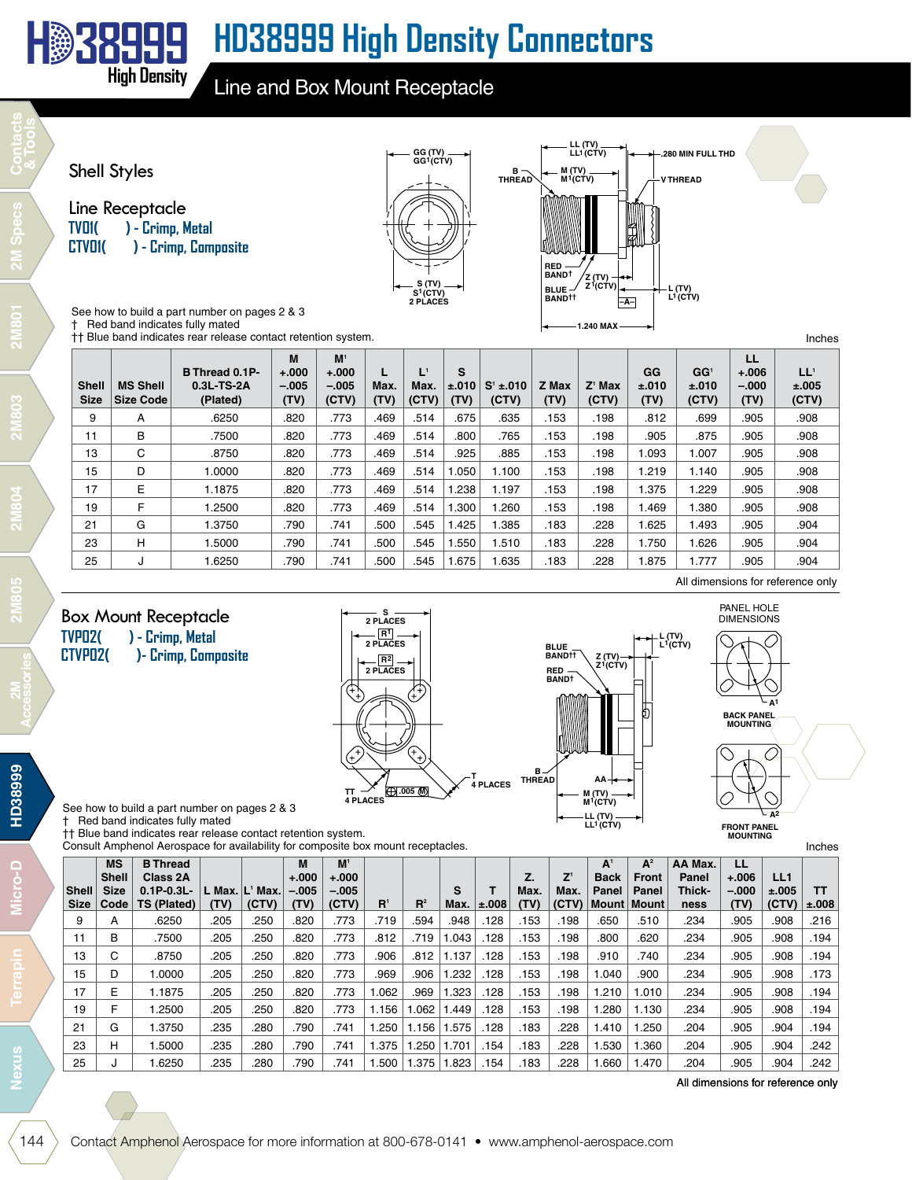# HD38999 High Density Connectors

## Line and Box Mount Receptacle

### Shell Styles

### Line Receptacle

**TVD1( ) - Crimp, Metal**
**CTVD1( ) - Crimp, Composite**

See how to build a part number on pages 2 & 3
† Red band indicates fully mated
†† Blue band indicates rear release contact retention system.

Inches

| Shell Size | MS Shell Size Code | B Thread 0.1P-0.3L-TS-2A (Plated) | M +.000 –.005 (TV) | M[1] +.000 –.005 (CTV) | L Max. (TV) | L[1] Max. (CTV) | S ±.010 (TV) | S[1] ±.010 (CTV) | Z Max (TV) | Z[1] Max (CTV) | GG ±.010 (TV) | GG[1] ±.010 (CTV) | LL +.006 –.000 (TV) | LL[1] ±.005 (CTV) |
|---|---|---|---|---|---|---|---|---|---|---|---|---|---|---|
| 9 | A | .6250 | .820 | .773 | .469 | .514 | .675 | .635 | .153 | .198 | .812 | .699 | .905 | .908 |
| 11 | B | .7500 | .820 | .773 | .469 | .514 | .800 | .765 | .153 | .198 | .905 | .875 | .905 | .908 |
| 13 | C | .8750 | .820 | .773 | .469 | .514 | .925 | .885 | .153 | .198 | 1.093 | 1.007 | .905 | .908 |
| 15 | D | 1.0000 | .820 | .773 | .469 | .514 | 1.050 | 1.100 | .153 | .198 | 1.219 | 1.140 | .905 | .908 |
| 17 | E | 1.1875 | .820 | .773 | .469 | .514 | 1.238 | 1.197 | .153 | .198 | 1.375 | 1.229 | .905 | .908 |
| 19 | F | 1.2500 | .820 | .773 | .469 | .514 | 1.300 | 1.260 | .153 | .198 | 1.469 | 1.380 | .905 | .908 |
| 21 | G | 1.3750 | .790 | .741 | .500 | .545 | 1.425 | 1.385 | .183 | .228 | 1.625 | 1.493 | .905 | .904 |
| 23 | H | 1.5000 | .790 | .741 | .500 | .545 | 1.550 | 1.510 | .183 | .228 | 1.750 | 1.626 | .905 | .904 |
| 25 | J | 1.6250 | .790 | .741 | .500 | .545 | 1.675 | 1.635 | .183 | .228 | 1.875 | 1.777 | .905 | .904 |

All dimensions for reference only

### Box Mount Receptacle

**TVP02( ) - Crimp, Metal**
**CTVP02( )- Crimp, Composite**

See how to build a part number on pages 2 & 3
† Red band indicates fully mated
†† Blue band indicates rear release contact retention system.
Consult Amphenol Aerospace for availability for composite box mount receptacles.

Inches

| Shell Size | MS Shell Size Code | B Thread Class 2A 0.1P-0.3L-TS (Plated) | L Max. (TV) | L[1] Max. (CTV) | M +.000 –.005 (TV) | M[1] +.000 –.005 (CTV) | R[1] | R[2] | S Max. | T ±.008 | Z. Max. (TV) | Z[1] Max. (CTV) | A[1] Back Panel Mount | A[2] Front Panel Mount | AA Max. Panel Thickness | LL +.006 –.000 (TV) | LL1 ±.005 (CTV) | TT ±.008 |
|---|---|---|---|---|---|---|---|---|---|---|---|---|---|---|---|---|---|---|
| 9 | A | .6250 | .205 | .250 | .820 | .773 | .719 | .594 | .948 | .128 | .153 | .198 | .650 | .510 | .234 | .905 | .908 | .216 |
| 11 | B | .7500 | .205 | .250 | .820 | .773 | .812 | .719 | 1.043 | .128 | .153 | .198 | .800 | .620 | .234 | .905 | .908 | .194 |
| 13 | C | .8750 | .205 | .250 | .820 | .773 | .906 | .812 | 1.137 | .128 | .153 | .198 | .910 | .740 | .234 | .905 | .908 | .194 |
| 15 | D | 1.0000 | .205 | .250 | .820 | .773 | .969 | .906 | 1.232 | .128 | .153 | .198 | 1.040 | .900 | .234 | .905 | .908 | .173 |
| 17 | E | 1.1875 | .205 | .250 | .820 | .773 | 1.062 | .969 | 1.323 | .128 | .153 | .198 | 1.210 | 1.010 | .234 | .905 | .908 | .194 |
| 19 | F | 1.2500 | .205 | .250 | .820 | .773 | 1.156 | 1.062 | 1.449 | .128 | .153 | .198 | 1.280 | 1.130 | .234 | .905 | .908 | .194 |
| 21 | G | 1.3750 | .235 | .280 | .790 | .741 | 1.250 | 1.156 | 1.575 | .128 | .183 | .228 | 1.410 | 1.250 | .204 | .905 | .904 | .194 |
| 23 | H | 1.5000 | .235 | .280 | .790 | .741 | 1.375 | 1.250 | 1.701 | .154 | .183 | .228 | 1.530 | 1.360 | .204 | .905 | .904 | .242 |
| 25 | J | 1.6250 | .235 | .280 | .790 | .741 | 1.500 | 1.375 | 1.823 | .154 | .183 | .228 | 1.660 | 1.470 | .204 | .905 | .904 | .242 |

All dimensions for reference only

Contact Amphenol Aerospace for more information at 800-678-0141 • www.amphenol-aerospace.com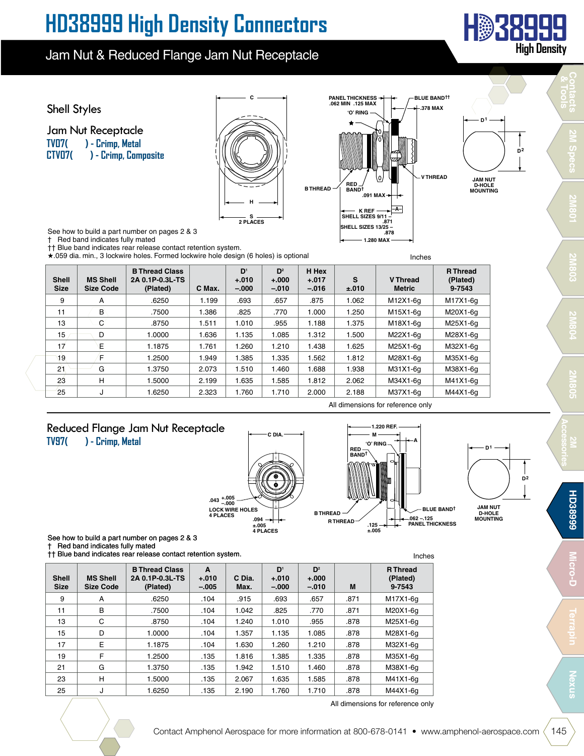# HD38999 High Density Connectors

## Jam Nut & Reduced Flange Jam Nut Receptacle

### Shell Styles

### Jam Nut Receptacle

TV07( ) - Crimp, Metal
CTV07( ) - Crimp, Composite

See how to build a part number on pages 2 & 3
† Red band indicates fully mated
†† Blue band indicates rear release contact retention system.
★.059 dia. min., 3 lockwire holes. Formed lockwire hole design (6 holes) is optional

Inches

| Shell Size | MS Shell Size Code | B Thread Class 2A 0.1P-0.3L-TS (Plated) | C Max. | D[1] +.010 –.000 | D[2] +.000 –.010 | H Hex +.017 –.016 | S ±.010 | V Thread Metric | R Thread (Plated) 9-7543 |
|---|---|---|---|---|---|---|---|---|---|
| 9 | A | .6250 | 1.199 | .693 | .657 | .875 | 1.062 | M12X1-6g | M17X1-6g |
| 11 | B | .7500 | 1.386 | .825 | .770 | 1.000 | 1.250 | M15X1-6g | M20X1-6g |
| 13 | C | .8750 | 1.511 | 1.010 | .955 | 1.188 | 1.375 | M18X1-6g | M25X1-6g |
| 15 | D | 1.0000 | 1.636 | 1.135 | 1.085 | 1.312 | 1.500 | M22X1-6g | M28X1-6g |
| 17 | E | 1.1875 | 1.761 | 1.260 | 1.210 | 1.438 | 1.625 | M25X1-6g | M32X1-6g |
| 19 | F | 1.2500 | 1.949 | 1.385 | 1.335 | 1.562 | 1.812 | M28X1-6g | M35X1-6g |
| 21 | G | 1.3750 | 2.073 | 1.510 | 1.460 | 1.688 | 1.938 | M31X1-6g | M38X1-6g |
| 23 | H | 1.5000 | 2.199 | 1.635 | 1.585 | 1.812 | 2.062 | M34X1-6g | M41X1-6g |
| 25 | J | 1.6250 | 2.323 | 1.760 | 1.710 | 2.000 | 2.188 | M37X1-6g | M44X1-6g |

All dimensions for reference only

### Reduced Flange Jam Nut Receptacle

TV97( ) - Crimp, Metal

See how to build a part number on pages 2 & 3
† Red band indicates fully mated
†† Blue band indicates rear release contact retention system.

Inches

| Shell Size | MS Shell Size Code | B Thread Class 2A 0.1P-0.3L-TS (Plated) | A +.010 –.005 | C Dia. Max. | D[1] +.010 –.000 | D[2] +.000 –.010 | M | R Thread (Plated) 9-7543 |
|---|---|---|---|---|---|---|---|---|
| 9 | A | .6250 | .104 | .915 | .693 | .657 | .871 | M17X1-6g |
| 11 | B | .7500 | .104 | 1.042 | .825 | .770 | .871 | M20X1-6g |
| 13 | C | .8750 | .104 | 1.240 | 1.010 | .955 | .878 | M25X1-6g |
| 15 | D | 1.0000 | .104 | 1.357 | 1.135 | 1.085 | .878 | M28X1-6g |
| 17 | E | 1.1875 | .104 | 1.630 | 1.260 | 1.210 | .878 | M32X1-6g |
| 19 | F | 1.2500 | .135 | 1.816 | 1.385 | 1.335 | .878 | M35X1-6g |
| 21 | G | 1.3750 | .135 | 1.942 | 1.510 | 1.460 | .878 | M38X1-6g |
| 23 | H | 1.5000 | .135 | 2.067 | 1.635 | 1.585 | .878 | M41X1-6g |
| 25 | J | 1.6250 | .135 | 2.190 | 1.760 | 1.710 | .878 | M44X1-6g |

All dimensions for reference only

Contact Amphenol Aerospace for more information at 800-678-0141 • www.amphenol-aerospace.com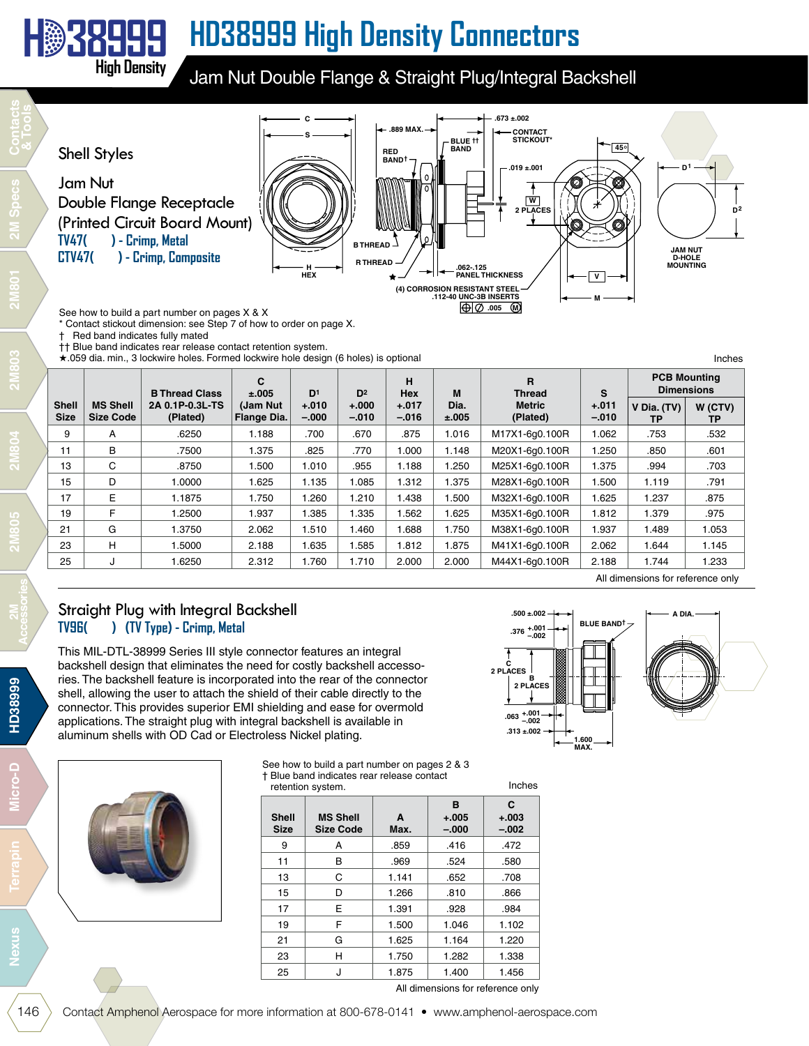# HD38999 High Density Connectors

## Jam Nut Double Flange & Straight Plug/Integral Backshell

### Shell Styles

Jam Nut
Double Flange Receptacle
(Printed Circuit Board Mount)
**TV47(     ) - Crimp, Metal**
**CTV47(     ) - Crimp, Composite**

See how to build a part number on pages X & X
\* Contact stickout dimension: see Step 7 of how to order on page X.
† Red band indicates fully mated
†† Blue band indicates rear release contact retention system.
★.059 dia. min., 3 lockwire holes. Formed lockwire hole design (6 holes) is optional

Inches

| Shell Size | MS Shell Size Code | B Thread Class 2A 0.1P-0.3L-TS (Plated) | C ±.005 (Jam Nut Flange Dia.) | D1 +.010 –.000 | D2 +.000 –.010 | H Hex +.017 –.016 | M Dia. ±.005 | R Thread Metric (Plated) | S +.011 –.010 | PCB Mounting Dimensions | |
|---|---|---|---|---|---|---|---|---|---|---|---|
| | | | | | | | | | | V Dia. (TV) TP | W (CTV) TP |
| 9 | A | .6250 | 1.188 | .700 | .670 | .875 | 1.016 | M17X1-6g0.100R | 1.062 | .753 | .532 |
| 11 | B | .7500 | 1.375 | .825 | .770 | 1.000 | 1.148 | M20X1-6g0.100R | 1.250 | .850 | .601 |
| 13 | C | .8750 | 1.500 | 1.010 | .955 | 1.188 | 1.250 | M25X1-6g0.100R | 1.375 | .994 | .703 |
| 15 | D | 1.0000 | 1.625 | 1.135 | 1.085 | 1.312 | 1.375 | M28X1-6g0.100R | 1.500 | 1.119 | .791 |
| 17 | E | 1.1875 | 1.750 | 1.260 | 1.210 | 1.438 | 1.500 | M32X1-6g0.100R | 1.625 | 1.237 | .875 |
| 19 | F | 1.2500 | 1.937 | 1.385 | 1.335 | 1.562 | 1.625 | M35X1-6g0.100R | 1.812 | 1.379 | .975 |
| 21 | G | 1.3750 | 2.062 | 1.510 | 1.460 | 1.688 | 1.750 | M38X1-6g0.100R | 1.937 | 1.489 | 1.053 |
| 23 | H | 1.5000 | 2.188 | 1.635 | 1.585 | 1.812 | 1.875 | M41X1-6g0.100R | 2.062 | 1.644 | 1.145 |
| 25 | J | 1.6250 | 2.312 | 1.760 | 1.710 | 2.000 | 2.000 | M44X1-6g0.100R | 2.188 | 1.744 | 1.233 |

All dimensions for reference only

### Straight Plug with Integral Backshell

**TV96(     ) (TV Type) - Crimp, Metal**

This MIL-DTL-38999 Series III style connector features an integral backshell design that eliminates the need for costly backshell accessories. The backshell feature is incorporated into the rear of the connector shell, allowing the user to attach the shield of their cable directly to the connector. This provides superior EMI shielding and ease for overmold applications. The straight plug with integral backshell is available in aluminum shells with OD Cad or Electroless Nickel plating.

See how to build a part number on pages 2 & 3
† Blue band indicates rear release contact retention system.

Inches

| Shell Size | MS Shell Size Code | A Max. | B +.005 –.000 | C +.003 –.002 |
|---|---|---|---|---|
| 9 | A | .859 | .416 | .472 |
| 11 | B | .969 | .524 | .580 |
| 13 | C | 1.141 | .652 | .708 |
| 15 | D | 1.266 | .810 | .866 |
| 17 | E | 1.391 | .928 | .984 |
| 19 | F | 1.500 | 1.046 | 1.102 |
| 21 | G | 1.625 | 1.164 | 1.220 |
| 23 | H | 1.750 | 1.282 | 1.338 |
| 25 | J | 1.875 | 1.400 | 1.456 |

All dimensions for reference only

Contact Amphenol Aerospace for more information at 800-678-0141 • www.amphenol-aerospace.com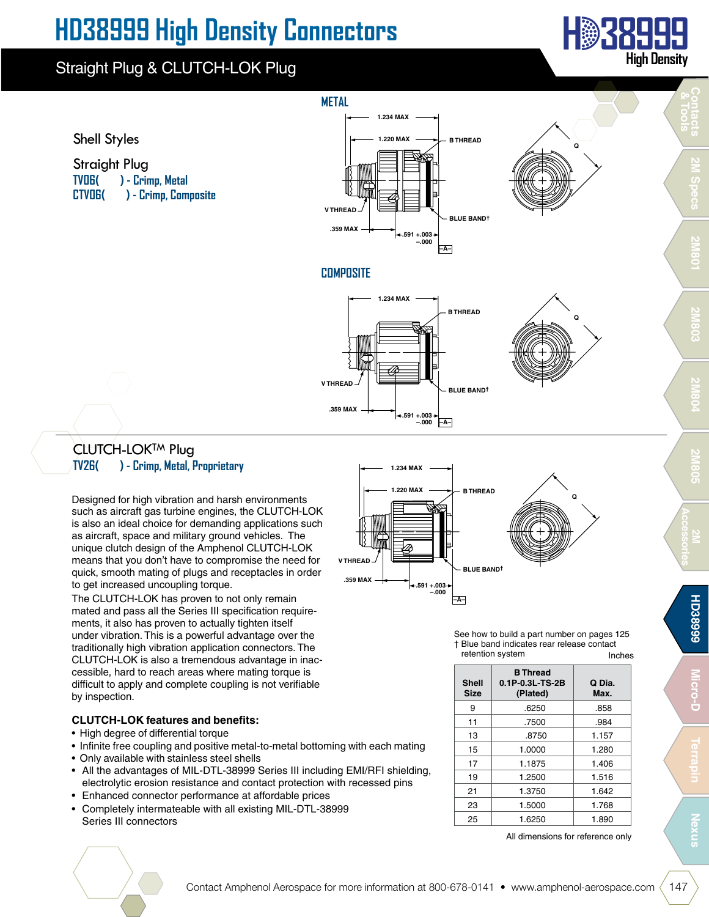# HD38999 High Density Connectors

## Straight Plug & CLUTCH-LOK Plug

### Shell Styles

**Straight Plug**

TV06(      ) - Crimp, Metal
CTV06(      ) - Crimp, Composite

METAL

1.234 MAX
1.220 MAX
B THREAD
V THREAD
BLUE BAND†
.359 MAX
.591 +.003 −.000
A
Q

COMPOSITE

1.234 MAX
B THREAD
V THREAD
BLUE BAND†
.359 MAX
.591 +.003 −.000
A
Q

### CLUTCH-LOK™ Plug

TV26(      ) - Crimp, Metal, Proprietary

1.234 MAX
1.220 MAX
B THREAD
V THREAD
BLUE BAND†
.359 MAX
.591 +.003 −.000
A
Q

Designed for high vibration and harsh environments such as aircraft gas turbine engines, the CLUTCH-LOK is also an ideal choice for demanding applications such as aircraft, space and military ground vehicles. The unique clutch design of the Amphenol CLUTCH-LOK means that you don't have to compromise the need for quick, smooth mating of plugs and receptacles in order to get increased uncoupling torque.

The CLUTCH-LOK has proven to not only remain mated and pass all the Series III specification requirements, it also has proven to actually tighten itself under vibration. This is a powerful advantage over the traditionally high vibration application connectors. The CLUTCH-LOK is also a tremendous advantage in inaccessible, hard to reach areas where mating torque is difficult to apply and complete coupling is not verifiable by inspection.

**CLUTCH-LOK features and benefits:**

- High degree of differential torque
- Infinite free coupling and positive metal-to-metal bottoming with each mating
- Only available with stainless steel shells
- All the advantages of MIL-DTL-38999 Series III including EMI/RFI shielding, electrolytic erosion resistance and contact protection with recessed pins
- Enhanced connector performance at affordable prices
- Completely intermateable with all existing MIL-DTL-38999 Series III connectors

See how to build a part number on pages 125
† Blue band indicates rear release contact retention system

Inches

| Shell Size | B Thread 0.1P-0.3L-TS-2B (Plated) | Q Dia. Max. |
|---|---|---|
| 9 | .6250 | .858 |
| 11 | .7500 | .984 |
| 13 | .8750 | 1.157 |
| 15 | 1.0000 | 1.280 |
| 17 | 1.1875 | 1.406 |
| 19 | 1.2500 | 1.516 |
| 21 | 1.3750 | 1.642 |
| 23 | 1.5000 | 1.768 |
| 25 | 1.6250 | 1.890 |

All dimensions for reference only

Contact Amphenol Aerospace for more information at 800-678-0141 • www.amphenol-aerospace.com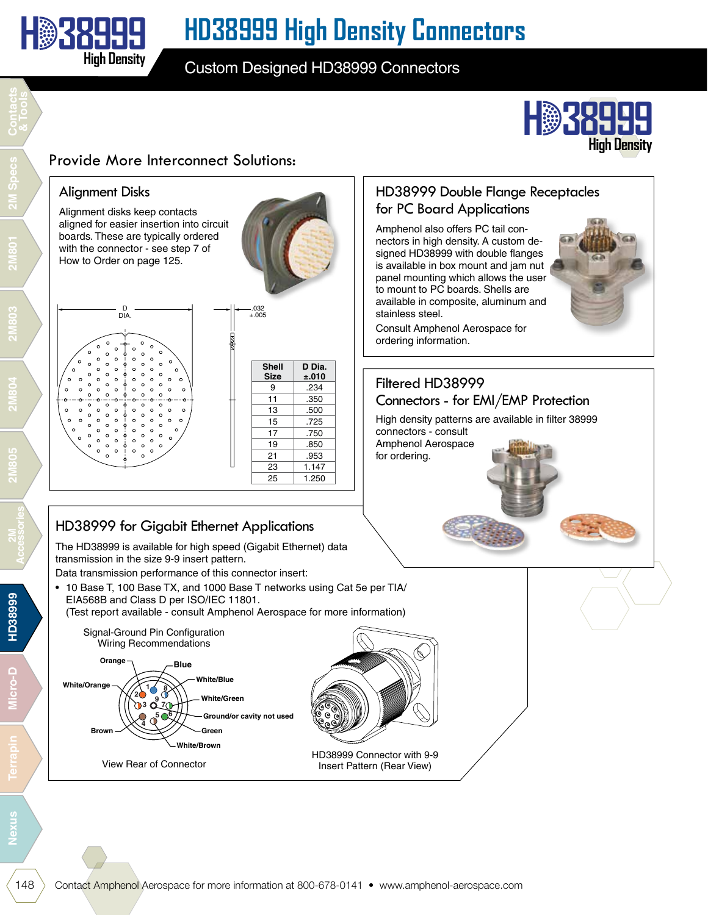# HD38999 High Density Connectors

Custom Designed HD38999 Connectors

## Provide More Interconnect Solutions:

### Alignment Disks

Alignment disks keep contacts aligned for easier insertion into circuit boards. These are typically ordered with the connector - see step 7 of How to Order on page 125.

D DIA.

.032 ±.005

| Shell Size | D Dia. ±.010 |
|---|---|
| 9 | .234 |
| 11 | .350 |
| 13 | .500 |
| 15 | .725 |
| 17 | .750 |
| 19 | .850 |
| 21 | .953 |
| 23 | 1.147 |
| 25 | 1.250 |

### HD38999 Double Flange Receptacles for PC Board Applications

Amphenol also offers PC tail connectors in high density. A custom designed HD38999 with double flanges is available in box mount and jam nut panel mounting which allows the user to mount to PC boards. Shells are available in composite, aluminum and stainless steel.

Consult Amphenol Aerospace for ordering information.

### Filtered HD38999 Connectors - for EMI/EMP Protection

High density patterns are available in filter 38999 connectors - consult Amphenol Aerospace for ordering.

### HD38999 for Gigabit Ethernet Applications

The HD38999 is available for high speed (Gigabit Ethernet) data transmission in the size 9-9 insert pattern.

Data transmission performance of this connector insert:

- 10 Base T, 100 Base TX, and 1000 Base T networks using Cat 5e per TIA/EIA568B and Class D per ISO/IEC 11801. (Test report available - consult Amphenol Aerospace for more information)

Signal-Ground Pin Configuration Wiring Recommendations

Orange
Blue
White/Orange
White/Blue
White/Green
Ground/or cavity not used
Brown
Green
White/Brown
1 2 3 4 5 6 7 8 9

View Rear of Connector

HD38999 Connector with 9-9 Insert Pattern (Rear View)

Contact Amphenol Aerospace for more information at 800-678-0141 • www.amphenol-aerospace.com